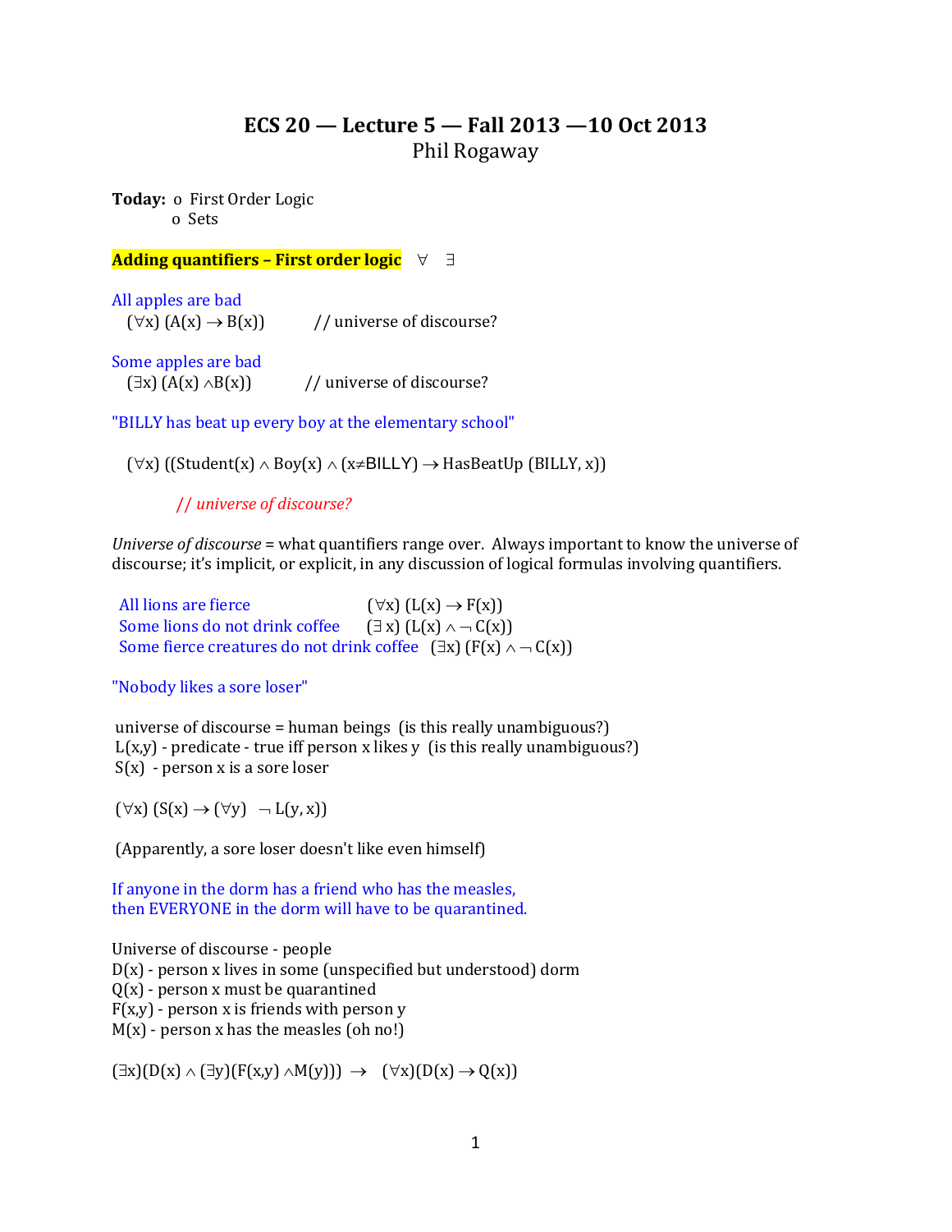# ECS 20 — Lecture 5 — Fall 2013 —10 Oct 2013

Phil Rogaway

**Today:** o First Order Logic
o Sets

**Adding quantifiers – First order logic** $\forall$ $\exists$

All apples are bad
$(\forall x)\ (A(x) \rightarrow B(x))$ // universe of discourse?

Some apples are bad
$(\exists x)\ (A(x) \wedge B(x))$ // universe of discourse?

"BILLY has beat up every boy at the elementary school"

$(\forall x)\ ((\text{Student}(x) \wedge \text{Boy}(x) \wedge (x \neq \text{BILLY}) \rightarrow \text{HasBeatUp}(\text{BILLY}, x))$

*// universe of discourse?*

*Universe of discourse* = what quantifiers range over. Always important to know the universe of discourse; it's implicit, or explicit, in any discussion of logical formulas involving quantifiers.

All lions are fierce $(\forall x)\ (L(x) \rightarrow F(x))$
Some lions do not drink coffee $(\exists x)\ (L(x) \wedge \neg C(x))$
Some fierce creatures do not drink coffee $(\exists x)\ (F(x) \wedge \neg C(x))$

"Nobody likes a sore loser"

universe of discourse = human beings (is this really unambiguous?)
$L(x,y)$ - predicate - true iff person x likes y (is this really unambiguous?)
$S(x)$ - person x is a sore loser

$(\forall x)\ (S(x) \rightarrow (\forall y)\ \ \neg L(y, x))$

(Apparently, a sore loser doesn't like even himself)

If anyone in the dorm has a friend who has the measles,
then EVERYONE in the dorm will have to be quarantined.

Universe of discourse - people
$D(x)$ - person x lives in some (unspecified but understood) dorm
$Q(x)$ - person x must be quarantined
$F(x,y)$ - person x is friends with person y
$M(x)$ - person x has the measles (oh no!)

$(\exists x)(D(x) \wedge (\exists y)(F(x,y) \wedge M(y))) \rightarrow\ (\forall x)(D(x) \rightarrow Q(x))$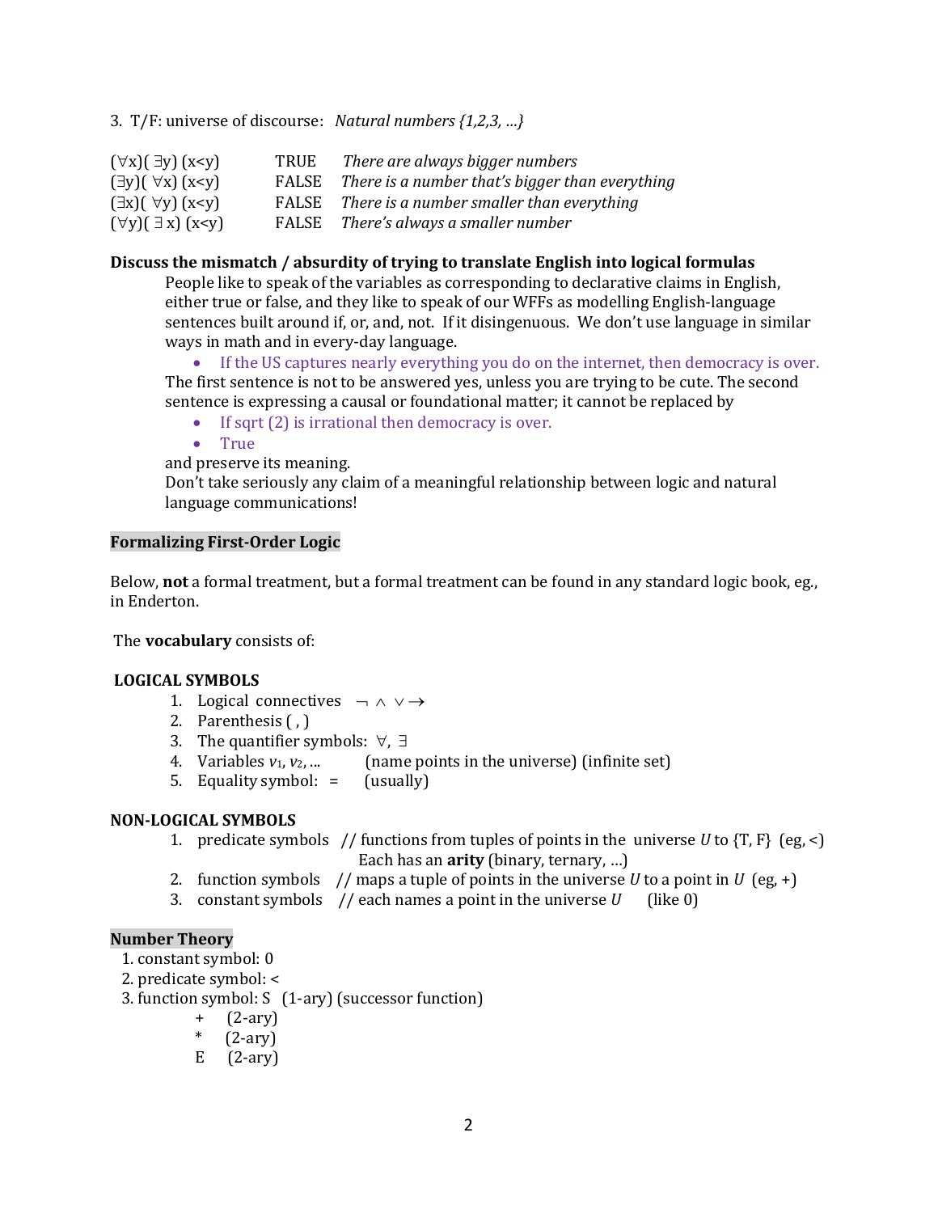3. T/F: universe of discourse: *Natural numbers {1,2,3, …}*

| | | |
|---|---|---|
| $(\forall x)(\exists y)(x<y)$ | TRUE | *There are always bigger numbers* |
| $(\exists y)(\forall x)(x<y)$ | FALSE | *There is a number that's bigger than everything* |
| $(\exists x)(\forall y)(x<y)$ | FALSE | *There is a number smaller than everything* |
| $(\forall y)(\exists x)(x<y)$ | FALSE | *There's always a smaller number* |

**Discuss the mismatch / absurdity of trying to translate English into logical formulas**

People like to speak of the variables as corresponding to declarative claims in English, either true or false, and they like to speak of our WFFs as modelling English-language sentences built around if, or, and, not. If it disingenuous. We don't use language in similar ways in math and in every-day language.

- If the US captures nearly everything you do on the internet, then democracy is over.

The first sentence is not to be answered yes, unless you are trying to be cute. The second sentence is expressing a causal or foundational matter; it cannot be replaced by

- If sqrt (2) is irrational then democracy is over.
- True

and preserve its meaning.

Don't take seriously any claim of a meaningful relationship between logic and natural language communications!

## Formalizing First-Order Logic

Below, **not** a formal treatment, but a formal treatment can be found in any standard logic book, eg., in Enderton.

The **vocabulary** consists of:

**LOGICAL SYMBOLS**

1. Logical connectives $\neg \wedge \vee \rightarrow$
2. Parenthesis ( , )
3. The quantifier symbols: $\forall$, $\exists$
4. Variables $v_1, v_2, \ldots$ (name points in the universe) (infinite set)
5. Equality symbol: = (usually)

**NON-LOGICAL SYMBOLS**

1. predicate symbols // functions from tuples of points in the universe $U$ to {T, F} (eg, <)
   Each has an **arity** (binary, ternary, …)
2. function symbols // maps a tuple of points in the universe $U$ to a point in $U$ (eg, +)
3. constant symbols // each names a point in the universe $U$ (like 0)

## Number Theory

1. constant symbol: 0
2. predicate symbol: <
3. function symbol: S (1-ary) (successor function)
   - + (2-ary)
   - * (2-ary)
   - E (2-ary)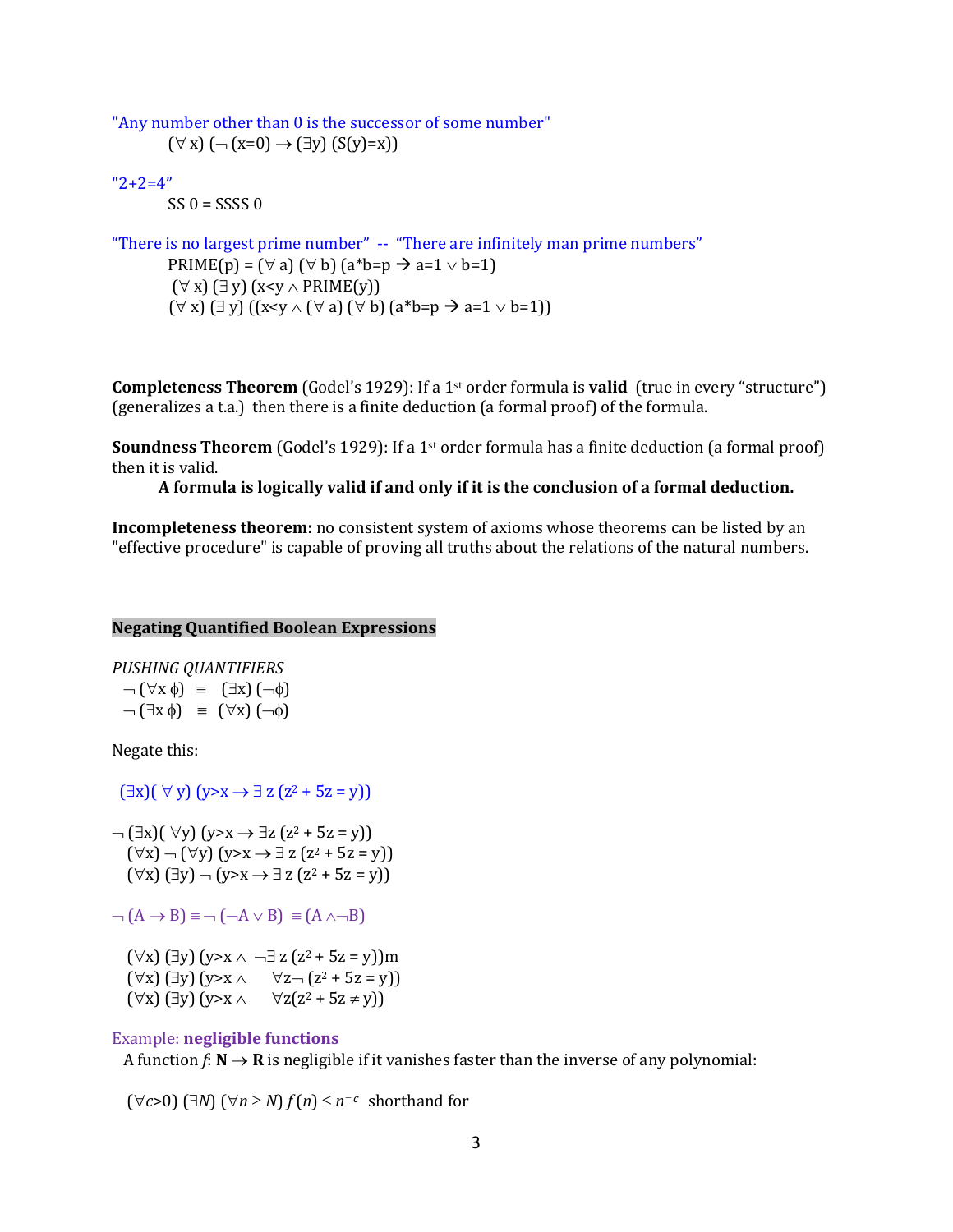"Any number other than 0 is the successor of some number"

$(\forall x)\ (\neg (x=0) \rightarrow (\exists y)\ (S(y)=x))$

"2+2=4"

SS 0 = SSSS 0

"There is no largest prime number" -- "There are infinitely man prime numbers"

$\text{PRIME}(p) = (\forall a)\ (\forall b)\ (a*b=p \rightarrow a=1 \vee b=1)$

$(\forall x)\ (\exists y)\ (x<y \wedge \text{PRIME}(y))$

$(\forall x)\ (\exists y)\ ((x<y \wedge (\forall a)\ (\forall b)\ (a*b=p \rightarrow a=1 \vee b=1))$

**Completeness Theorem** (Godel's 1929): If a 1st order formula is **valid** (true in every "structure") (generalizes a t.a.) then there is a finite deduction (a formal proof) of the formula.

**Soundness Theorem** (Godel's 1929): If a 1st order formula has a finite deduction (a formal proof) then it is valid.

**A formula is logically valid if and only if it is the conclusion of a formal deduction.**

**Incompleteness theorem:** no consistent system of axioms whose theorems can be listed by an "effective procedure" is capable of proving all truths about the relations of the natural numbers.

## Negating Quantified Boolean Expressions

*PUSHING QUANTIFIERS*

$\neg (\forall x\ \phi) \equiv (\exists x)\ (\neg\phi)$

$\neg (\exists x\ \phi) \equiv (\forall x)\ (\neg\phi)$

Negate this:

$(\exists x)(\forall y)\ (y>x \rightarrow \exists z\ (z^2 + 5z = y))$

$\neg (\exists x)(\forall y)\ (y>x \rightarrow \exists z\ (z^2 + 5z = y))$

$(\forall x) \neg (\forall y)\ (y>x \rightarrow \exists z\ (z^2 + 5z = y))$

$(\forall x)\ (\exists y) \neg (y>x \rightarrow \exists z\ (z^2 + 5z = y))$

$\neg (A \rightarrow B) \equiv \neg (\neg A \vee B) \equiv (A \wedge \neg B)$

$(\forall x)\ (\exists y)\ (y>x \wedge \neg\exists z\ (z^2 + 5z = y))$m

$(\forall x)\ (\exists y)\ (y>x \wedge \forall z \neg (z^2 + 5z = y))$

$(\forall x)\ (\exists y)\ (y>x \wedge \forall z (z^2 + 5z \neq y))$

Example: **negligible functions**

A function $f$: $\mathbf{N} \rightarrow \mathbf{R}$ is negligible if it vanishes faster than the inverse of any polynomial:

$(\forall c>0)\ (\exists N)\ (\forall n \geq N)\ f(n) \leq n^{-c}$ shorthand for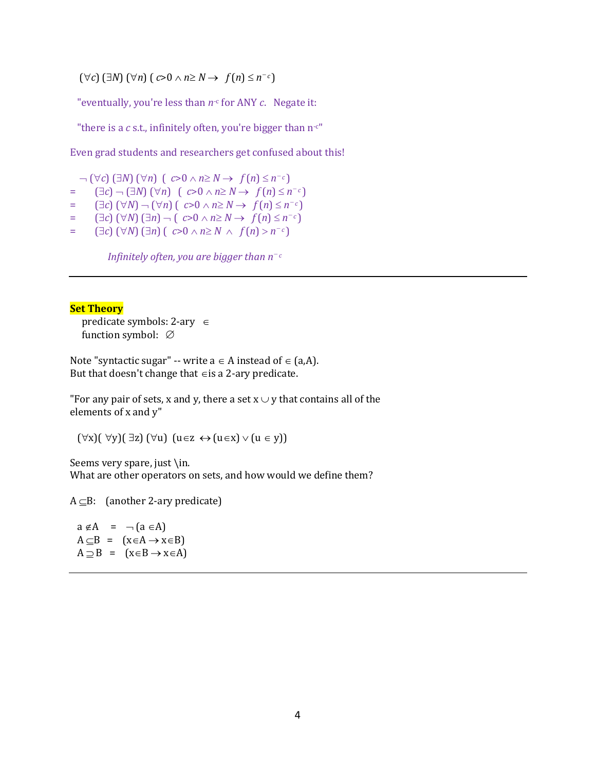$(\forall c)\ (\exists N)\ (\forall n)\ (\ c > 0 \wedge n \geq N \rightarrow\ f(n) \leq n^{-c})$

"eventually, you're less than $n^{-c}$ for ANY $c$. Negate it:

"there is a $c$ s.t., infinitely often, you're bigger than $n^{-c}$"

Even grad students and researchers get confused about this!

$$
\begin{aligned}
& \neg\ (\forall c)\ (\exists N)\ (\forall n)\ (\ c > 0 \wedge n \geq N \rightarrow\ f(n) \leq n^{-c}) \\
= \quad & (\exists c)\ \neg\ (\exists N)\ (\forall n)\ (\ c > 0 \wedge n \geq N \rightarrow\ f(n) \leq n^{-c}) \\
= \quad & (\exists c)\ (\forall N)\ \neg\ (\forall n)\ (\ c > 0 \wedge n \geq N \rightarrow\ f(n) \leq n^{-c}) \\
= \quad & (\exists c)\ (\forall N)\ (\exists n)\ \neg\ (\ c > 0 \wedge n \geq N \rightarrow\ f(n) \leq n^{-c}) \\
= \quad & (\exists c)\ (\forall N)\ (\exists n)\ (\ c > 0 \wedge n \geq N\ \wedge\ f(n) > n^{-c})
\end{aligned}
$$

*Infinitely often, you are bigger than $n^{-c}$*

---

**Set Theory**

predicate symbols: 2-ary $\in$

function symbol: $\varnothing$

Note "syntactic sugar" -- write $a \in A$ instead of $\in(a,A)$.
But that doesn't change that $\in$ is a 2-ary predicate.

"For any pair of sets, x and y, there a set $x \cup y$ that contains all of the elements of x and y"

$(\forall x)(\ \forall y)(\ \exists z)\ (\forall u)\ \ (u \in z\ \leftrightarrow (u \in x) \vee (u\ \in\ y))$

Seems very spare, just \in.
What are other operators on sets, and how would we define them?

$A \subseteq B$: (another 2-ary predicate)

$a \notin A \quad = \quad \neg\ (a\ \in A)$
$A \subseteq B \quad = \quad (x \in A \rightarrow x \in B)$
$A \supseteq B \quad = \quad (x \in B \rightarrow x \in A)$

---